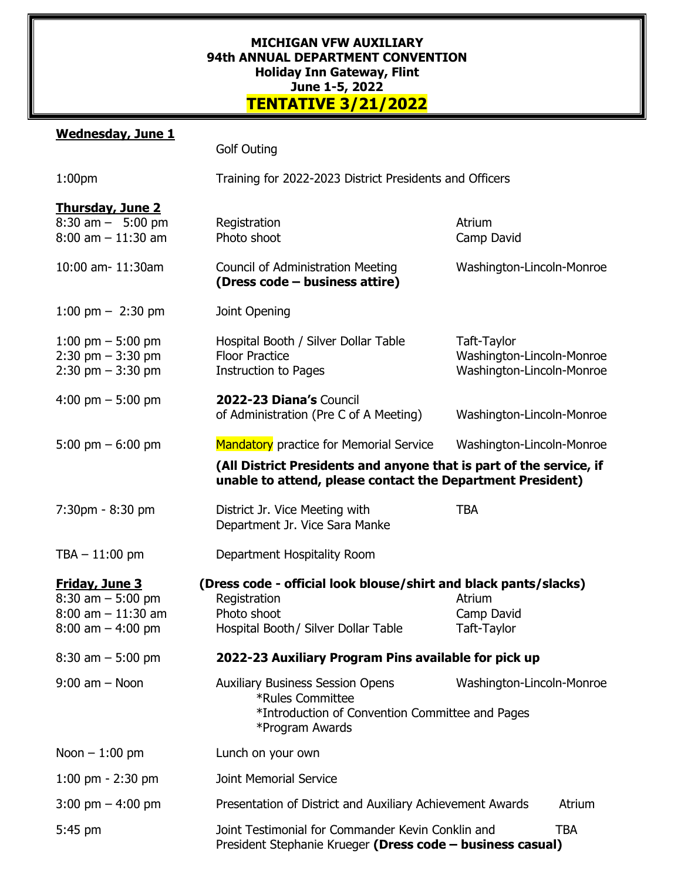# MICHIGAN VFW AUXILIARY
## 94th ANNUAL DEPARTMENT CONVENTION
### Holiday Inn Gateway, Flint
### June 1-5, 2022
### TENTATIVE 3/21/2022

**Wednesday, June 1**

| | | |
|---|---|---|
| | Golf Outing | |
| 1:00pm | Training for 2022-2023 District Presidents and Officers | |

**Thursday, June 2**

| | | |
|---|---|---|
| 8:30 am – 5:00 pm | Registration | Atrium |
| 8:00 am – 11:30 am | Photo shoot | Camp David |
| 10:00 am- 11:30am | Council of Administration Meeting **(Dress code – business attire)** | Washington-Lincoln-Monroe |
| 1:00 pm – 2:30 pm | Joint Opening | |
| 1:00 pm – 5:00 pm | Hospital Booth / Silver Dollar Table | Taft-Taylor |
| 2:30 pm – 3:30 pm | Floor Practice | Washington-Lincoln-Monroe |
| 2:30 pm – 3:30 pm | Instruction to Pages | Washington-Lincoln-Monroe |
| 4:00 pm – 5:00 pm | **2022-23 Diana's** Council of Administration (Pre C of A Meeting) | Washington-Lincoln-Monroe |
| 5:00 pm – 6:00 pm | Mandatory practice for Memorial Service | Washington-Lincoln-Monroe |
| | **(All District Presidents and anyone that is part of the service, if unable to attend, please contact the Department President)** | |
| 7:30pm - 8:30 pm | District Jr. Vice Meeting with Department Jr. Vice Sara Manke | TBA |
| TBA – 11:00 pm | Department Hospitality Room | |

**Friday, June 3** **(Dress code - official look blouse/shirt and black pants/slacks)**

| | | |
|---|---|---|
| 8:30 am – 5:00 pm | Registration | Atrium |
| 8:00 am – 11:30 am | Photo shoot | Camp David |
| 8:00 am – 4:00 pm | Hospital Booth/ Silver Dollar Table | Taft-Taylor |
| 8:30 am – 5:00 pm | **2022-23 Auxiliary Program Pins available for pick up** | |
| 9:00 am – Noon | Auxiliary Business Session Opens<br>*Rules Committee<br>*Introduction of Convention Committee and Pages<br>*Program Awards | Washington-Lincoln-Monroe |
| Noon – 1:00 pm | Lunch on your own | |
| 1:00 pm - 2:30 pm | Joint Memorial Service | |
| 3:00 pm – 4:00 pm | Presentation of District and Auxiliary Achievement Awards | Atrium |
| 5:45 pm | Joint Testimonial for Commander Kevin Conklin and President Stephanie Krueger **(Dress code – business casual)** | TBA |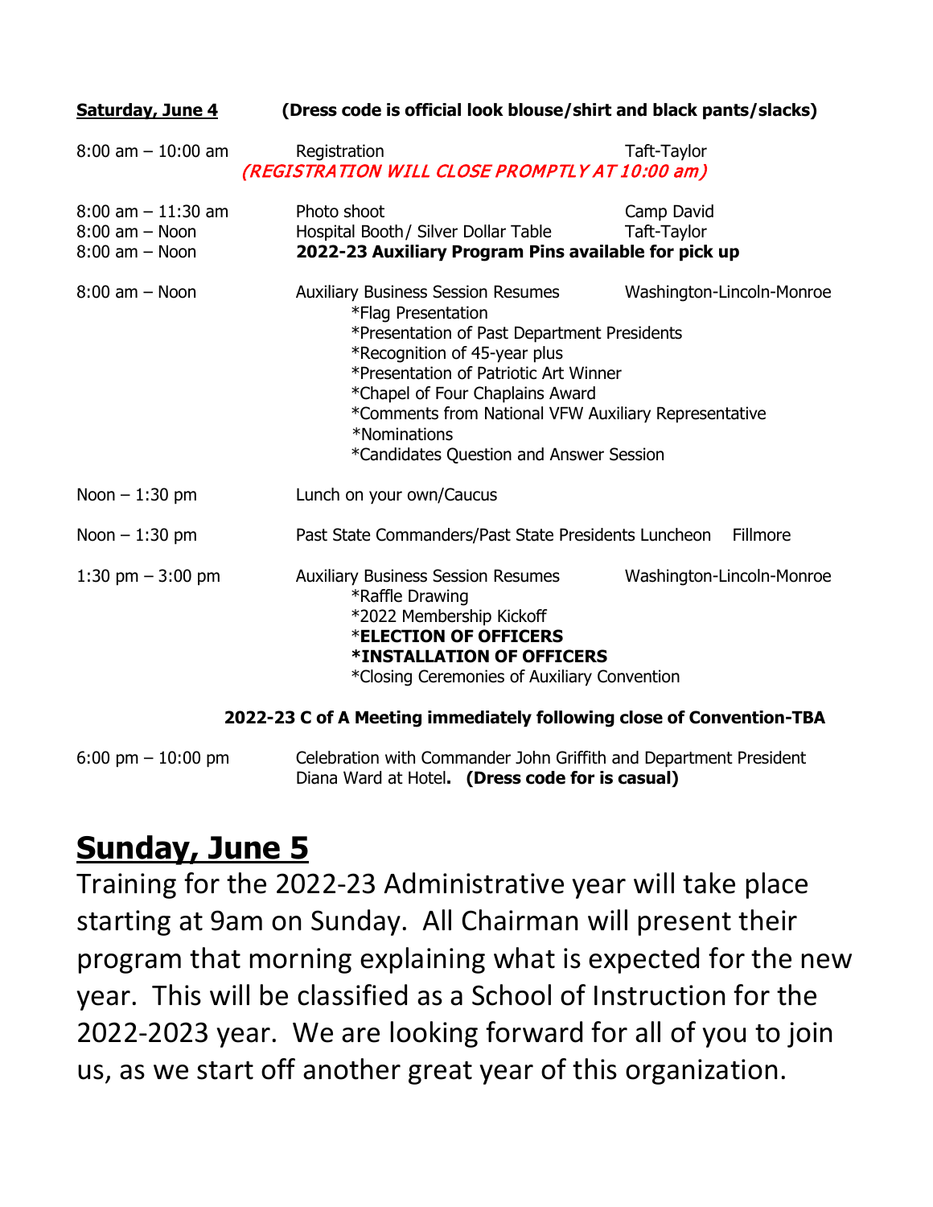**Saturday, June 4** **(Dress code is official look blouse/shirt and black pants/slacks)**

| | | |
|---|---|---|
| 8:00 am – 10:00 am | Registration | Taft-Taylor |
| | *(REGISTRATION WILL CLOSE PROMPTLY AT 10:00 am)* | |
| 8:00 am – 11:30 am | Photo shoot | Camp David |
| 8:00 am – Noon | Hospital Booth/ Silver Dollar Table | Taft-Taylor |
| 8:00 am – Noon | **2022-23 Auxiliary Program Pins available for pick up** | |

8:00 am – Noon — Auxiliary Business Session Resumes — Washington-Lincoln-Monroe

*Flag Presentation
*Presentation of Past Department Presidents
*Recognition of 45-year plus
*Presentation of Patriotic Art Winner
*Chapel of Four Chaplains Award
*Comments from National VFW Auxiliary Representative
*Nominations
*Candidates Question and Answer Session

Noon – 1:30 pm — Lunch on your own/Caucus

Noon – 1:30 pm — Past State Commanders/Past State Presidents Luncheon — Fillmore

1:30 pm – 3:00 pm — Auxiliary Business Session Resumes — Washington-Lincoln-Monroe

*Raffle Drawing
*2022 Membership Kickoff
***ELECTION OF OFFICERS**
***INSTALLATION OF OFFICERS**
*Closing Ceremonies of Auxiliary Convention

**2022-23 C of A Meeting immediately following close of Convention-TBA**

6:00 pm – 10:00 pm — Celebration with Commander John Griffith and Department President Diana Ward at Hotel**.** **(Dress code for is casual)**

## **Sunday, June 5**

Training for the 2022-23 Administrative year will take place starting at 9am on Sunday. All Chairman will present their program that morning explaining what is expected for the new year. This will be classified as a School of Instruction for the 2022-2023 year. We are looking forward for all of you to join us, as we start off another great year of this organization.